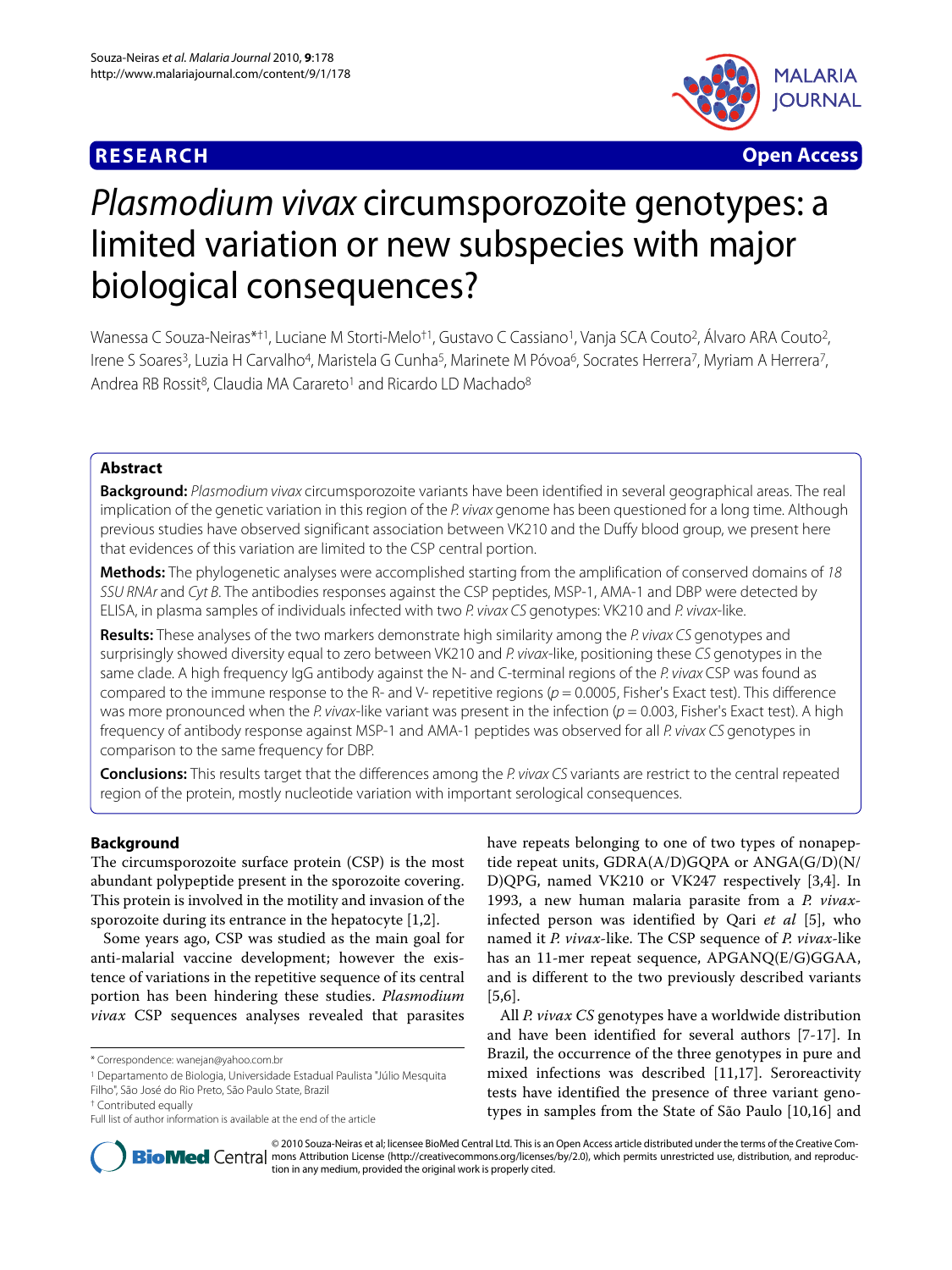**RESEARCH** **Open Access**

# *Plasmodium vivax* circumsporozoite genotypes: a limited variation or new subspecies with major biological consequences?

Wanessa C Souza-Neiras*†1, Luciane M Storti-Melo†1, Gustavo C Cassiano1, Vanja SCA Couto2, Álvaro ARA Couto2, Irene S Soares3, Luzia H Carvalho4, Maristela G Cunha5, Marinete M Póvoa6, Socrates Herrera7, Myriam A Herrera7, Andrea RB Rossit8, Claudia MA Carareto1 and Ricardo LD Machado8

## Abstract

**Background:** *Plasmodium vivax* circumsporozoite variants have been identified in several geographical areas. The real implication of the genetic variation in this region of the *P. vivax* genome has been questioned for a long time. Although previous studies have observed significant association between VK210 and the Duffy blood group, we present here that evidences of this variation are limited to the CSP central portion.

**Methods:** The phylogenetic analyses were accomplished starting from the amplification of conserved domains of *18 SSU RNAr* and *Cyt B*. The antibodies responses against the CSP peptides, MSP-1, AMA-1 and DBP were detected by ELISA, in plasma samples of individuals infected with two *P. vivax CS* genotypes: VK210 and *P. vivax*-like.

**Results:** These analyses of the two markers demonstrate high similarity among the *P. vivax CS* genotypes and surprisingly showed diversity equal to zero between VK210 and *P. vivax*-like, positioning these *CS* genotypes in the same clade. A high frequency IgG antibody against the N- and C-terminal regions of the *P. vivax* CSP was found as compared to the immune response to the R- and V- repetitive regions ($p = 0.0005$, Fisher's Exact test). This difference was more pronounced when the *P. vivax*-like variant was present in the infection ($p = 0.003$, Fisher's Exact test). A high frequency of antibody response against MSP-1 and AMA-1 peptides was observed for all *P. vivax CS* genotypes in comparison to the same frequency for DBP.

**Conclusions:** This results target that the differences among the *P. vivax CS* variants are restrict to the central repeated region of the protein, mostly nucleotide variation with important serological consequences.

## Background

The circumsporozoite surface protein (CSP) is the most abundant polypeptide present in the sporozoite covering. This protein is involved in the motility and invasion of the sporozoite during its entrance in the hepatocyte [1,2].

Some years ago, CSP was studied as the main goal for anti-malarial vaccine development; however the existence of variations in the repetitive sequence of its central portion has been hindering these studies. *Plasmodium vivax* CSP sequences analyses revealed that parasites have repeats belonging to one of two types of nonapeptide repeat units, GDRA(A/D)GQPA or ANGA(G/D)(N/D)QPG, named VK210 or VK247 respectively [3,4]. In 1993, a new human malaria parasite from a *P. vivax*-infected person was identified by Qari *et al* [5], who named it *P. vivax*-like. The CSP sequence of *P. vivax*-like has an 11-mer repeat sequence, APGANQ(E/G)GGAA, and is different to the two previously described variants [5,6].

All *P. vivax CS* genotypes have a worldwide distribution and have been identified for several authors [7-17]. In Brazil, the occurrence of the three genotypes in pure and mixed infections was described [11,17]. Seroreactivity tests have identified the presence of three variant genotypes in samples from the State of São Paulo [10,16] and

\* Correspondence: wanejan@yahoo.com.br

1 Departamento de Biologia, Universidade Estadual Paulista "Júlio Mesquita Filho", São José do Rio Preto, São Paulo State, Brazil

† Contributed equally

Full list of author information is available at the end of the article

© 2010 Souza-Neiras et al; licensee BioMed Central Ltd. This is an Open Access article distributed under the terms of the Creative Commons Attribution License (http://creativecommons.org/licenses/by/2.0), which permits unrestricted use, distribution, and reproduction in any medium, provided the original work is properly cited.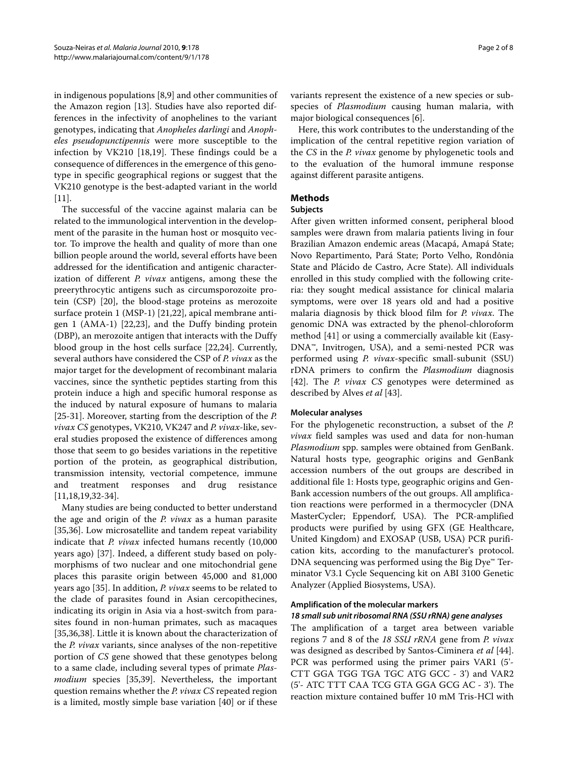in indigenous populations [8,9] and other communities of the Amazon region [13]. Studies have also reported differences in the infectivity of anophelines to the variant genotypes, indicating that *Anopheles darlingi* and *Anopheles pseudopunctipennis* were more susceptible to the infection by VK210 [18,19]. These findings could be a consequence of differences in the emergence of this genotype in specific geographical regions or suggest that the VK210 genotype is the best-adapted variant in the world [11].

The successful of the vaccine against malaria can be related to the immunological intervention in the development of the parasite in the human host or mosquito vector. To improve the health and quality of more than one billion people around the world, several efforts have been addressed for the identification and antigenic characterization of different *P. vivax* antigens, among these the preerythrocytic antigens such as circumsporozoite protein (CSP) [20], the blood-stage proteins as merozoite surface protein 1 (MSP-1) [21,22], apical membrane antigen 1 (AMA-1) [22,23], and the Duffy binding protein (DBP), an merozoite antigen that interacts with the Duffy blood group in the host cells surface [22,24]. Currently, several authors have considered the CSP of *P. vivax* as the major target for the development of recombinant malaria vaccines, since the synthetic peptides starting from this protein induce a high and specific humoral response as the induced by natural exposure of humans to malaria [25-31]. Moreover, starting from the description of the *P. vivax CS* genotypes, VK210, VK247 and *P. vivax*-like, several studies proposed the existence of differences among those that seem to go besides variations in the repetitive portion of the protein, as geographical distribution, transmission intensity, vectorial competence, immune and treatment responses and drug resistance [11,18,19,32-34].

Many studies are being conducted to better understand the age and origin of the *P. vivax* as a human parasite [35,36]. Low microsatellite and tandem repeat variability indicate that *P. vivax* infected humans recently (10,000 years ago) [37]. Indeed, a different study based on polymorphisms of two nuclear and one mitochondrial gene places this parasite origin between 45,000 and 81,000 years ago [35]. In addition, *P. vivax* seems to be related to the clade of parasites found in Asian cercopithecines, indicating its origin in Asia via a host-switch from parasites found in non-human primates, such as macaques [35,36,38]. Little it is known about the characterization of the *P. vivax* variants, since analyses of the non-repetitive portion of *CS* gene showed that these genotypes belong to a same clade, including several types of primate *Plasmodium* species [35,39]. Nevertheless, the important question remains whether the *P. vivax CS* repeated region is a limited, mostly simple base variation [40] or if these variants represent the existence of a new species or subspecies of *Plasmodium* causing human malaria, with major biological consequences [6].

Here, this work contributes to the understanding of the implication of the central repetitive region variation of the *CS* in the *P. vivax* genome by phylogenetic tools and to the evaluation of the humoral immune response against different parasite antigens.

## Methods

### Subjects

After given written informed consent, peripheral blood samples were drawn from malaria patients living in four Brazilian Amazon endemic areas (Macapá, Amapá State; Novo Repartimento, Pará State; Porto Velho, Rondônia State and Plácido de Castro, Acre State). All individuals enrolled in this study complied with the following criteria: they sought medical assistance for clinical malaria symptoms, were over 18 years old and had a positive malaria diagnosis by thick blood film for *P. vivax*. The genomic DNA was extracted by the phenol-chloroform method [41] or using a commercially available kit (Easy-DNA™, Invitrogen, USA), and a semi-nested PCR was performed using *P. vivax*-specific small-subunit (SSU) rDNA primers to confirm the *Plasmodium* diagnosis [42]. The *P. vivax CS* genotypes were determined as described by Alves *et al* [43].

### Molecular analyses

For the phylogenetic reconstruction, a subset of the *P. vivax* field samples was used and data for non-human *Plasmodium* spp. samples were obtained from GenBank. Natural hosts type, geographic origins and GenBank accession numbers of the out groups are described in additional file 1: Hosts type, geographic origins and GenBank accession numbers of the out groups. All amplification reactions were performed in a thermocycler (DNA MasterCycler; Eppendorf, USA). The PCR-amplified products were purified by using GFX (GE Healthcare, United Kingdom) and EXOSAP (USB, USA) PCR purification kits, according to the manufacturer's protocol. DNA sequencing was performed using the Big Dye™ Terminator V3.1 Cycle Sequencing kit on ABI 3100 Genetic Analyzer (Applied Biosystems, USA).

### Amplification of the molecular markers

#### *18 small sub unit ribosomal RNA (SSU rRNA) gene analyses*

The amplification of a target area between variable regions 7 and 8 of the *18 SSU rRNA* gene from *P. vivax* was designed as described by Santos-Ciminera *et al* [44]. PCR was performed using the primer pairs VAR1 (5'-CTT GGA TGG TGA TGC ATG GCC - 3') and VAR2 (5'- ATC TTT CAA TCG GTA GGA GCG AC - 3'). The reaction mixture contained buffer 10 mM Tris-HCl with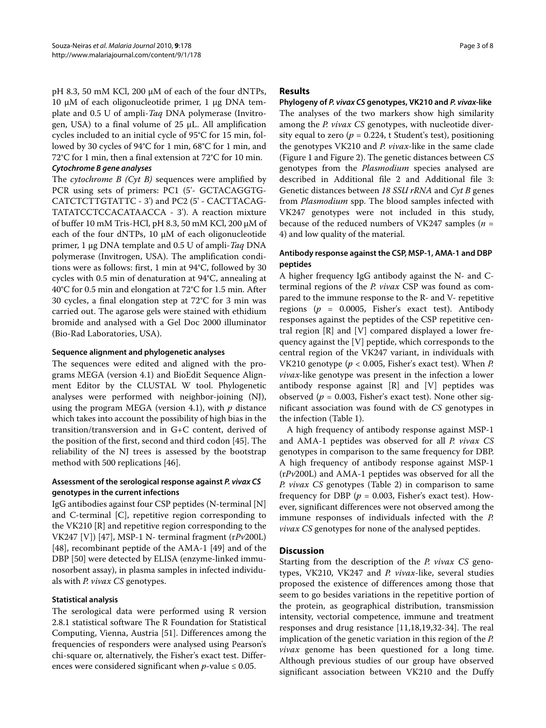pH 8.3, 50 mM KCl, 200 μM of each of the four dNTPs, 10 μM of each oligonucleotide primer, 1 μg DNA template and 0.5 U of ampli-*Taq* DNA polymerase (Invitrogen, USA) to a final volume of 25 μL. All amplification cycles included to an initial cycle of 95°C for 15 min, followed by 30 cycles of 94°C for 1 min, 68°C for 1 min, and 72°C for 1 min, then a final extension at 72°C for 10 min.

***Cytochrome B gene analyses***

The *cytochrome B (Cyt B)* sequences were amplified by PCR using sets of primers: PC1 (5'- GCTACAGGTG-CATCTCTTGTATTC - 3') and PC2 (5' - CACTTACAG-TATATCCTCCACATAACCA - 3'). A reaction mixture of buffer 10 mM Tris-HCl, pH 8.3, 50 mM KCl, 200 μM of each of the four dNTPs, 10 μM of each oligonucleotide primer, 1 μg DNA template and 0.5 U of ampli-*Taq* DNA polymerase (Invitrogen, USA). The amplification conditions were as follows: first, 1 min at 94°C, followed by 30 cycles with 0.5 min of denaturation at 94°C, annealing at 40°C for 0.5 min and elongation at 72°C for 1.5 min. After 30 cycles, a final elongation step at 72°C for 3 min was carried out. The agarose gels were stained with ethidium bromide and analysed with a Gel Doc 2000 illuminator (Bio-Rad Laboratories, USA).

### Sequence alignment and phylogenetic analyses

The sequences were edited and aligned with the programs MEGA (version 4.1) and BioEdit Sequence Alignment Editor by the CLUSTAL W tool. Phylogenetic analyses were performed with neighbor-joining (NJ), using the program MEGA (version 4.1), with *p* distance which takes into account the possibility of high bias in the transition/transversion and in G+C content, derived of the position of the first, second and third codon [45]. The reliability of the NJ trees is assessed by the bootstrap method with 500 replications [46].

### Assessment of the serological response against *P. vivax CS* genotypes in the current infections

IgG antibodies against four CSP peptides (N-terminal [N] and C-terminal [C], repetitive region corresponding to the VK210 [R] and repetitive region corresponding to the VK247 [V]) [47], MSP-1 N- terminal fragment (r*Pv*200L) [48], recombinant peptide of the AMA-1 [49] and of the DBP [50] were detected by ELISA (enzyme-linked immunosorbent assay), in plasma samples in infected individuals with *P. vivax CS* genotypes.

### Statistical analysis

The serological data were performed using R version 2.8.1 statistical software The R Foundation for Statistical Computing, Vienna, Austria [51]. Differences among the frequencies of responders were analysed using Pearson's chi-square or, alternatively, the Fisher's exact test. Differences were considered significant when *p*-value ≤ 0.05.

## Results

**Phylogeny of *P. vivax CS* genotypes, VK210 and *P. vivax*-like**

The analyses of the two markers show high similarity among the *P. vivax CS* genotypes, with nucleotide diversity equal to zero ($p = 0.224$, t Student's test), positioning the genotypes VK210 and *P. vivax*-like in the same clade (Figure 1 and Figure 2). The genetic distances between *CS* genotypes from the *Plasmodium* species analysed are described in Additional file 2 and Additional file 3: Genetic distances between *18 SSU rRNA* and *Cyt B* genes from *Plasmodium* spp. The blood samples infected with VK247 genotypes were not included in this study, because of the reduced numbers of VK247 samples ($n = 4$) and low quality of the material.

### Antibody response against the CSP, MSP-1, AMA-1 and DBP peptides

A higher frequency IgG antibody against the N- and C-terminal regions of the *P. vivax* CSP was found as compared to the immune response to the R- and V- repetitive regions ($p = 0.0005$, Fisher's exact test). Antibody responses against the peptides of the CSP repetitive central region [R] and [V] compared displayed a lower frequency against the [V] peptide, which corresponds to the central region of the VK247 variant, in individuals with VK210 genotype ($p < 0.005$, Fisher's exact test). When *P. vivax*-like genotype was present in the infection a lower antibody response against [R] and [V] peptides was observed ($p = 0.003$, Fisher's exact test). None other significant association was found with de *CS* genotypes in the infection (Table 1).

A high frequency of antibody response against MSP-1 and AMA-1 peptides was observed for all *P. vivax CS* genotypes in comparison to the same frequency for DBP. A high frequency of antibody response against MSP-1 (r*Pv*200L) and AMA-1 peptides was observed for all the *P. vivax CS* genotypes (Table 2) in comparison to same frequency for DBP ($p = 0.003$, Fisher's exact test). However, significant differences were not observed among the immune responses of individuals infected with the *P. vivax CS* genotypes for none of the analysed peptides.

## Discussion

Starting from the description of the *P. vivax CS* genotypes, VK210, VK247 and *P. vivax*-like, several studies proposed the existence of differences among those that seem to go besides variations in the repetitive portion of the protein, as geographical distribution, transmission intensity, vectorial competence, immune and treatment responses and drug resistance [11,18,19,32-34]. The real implication of the genetic variation in this region of the *P. vivax* genome has been questioned for a long time. Although previous studies of our group have observed significant association between VK210 and the Duffy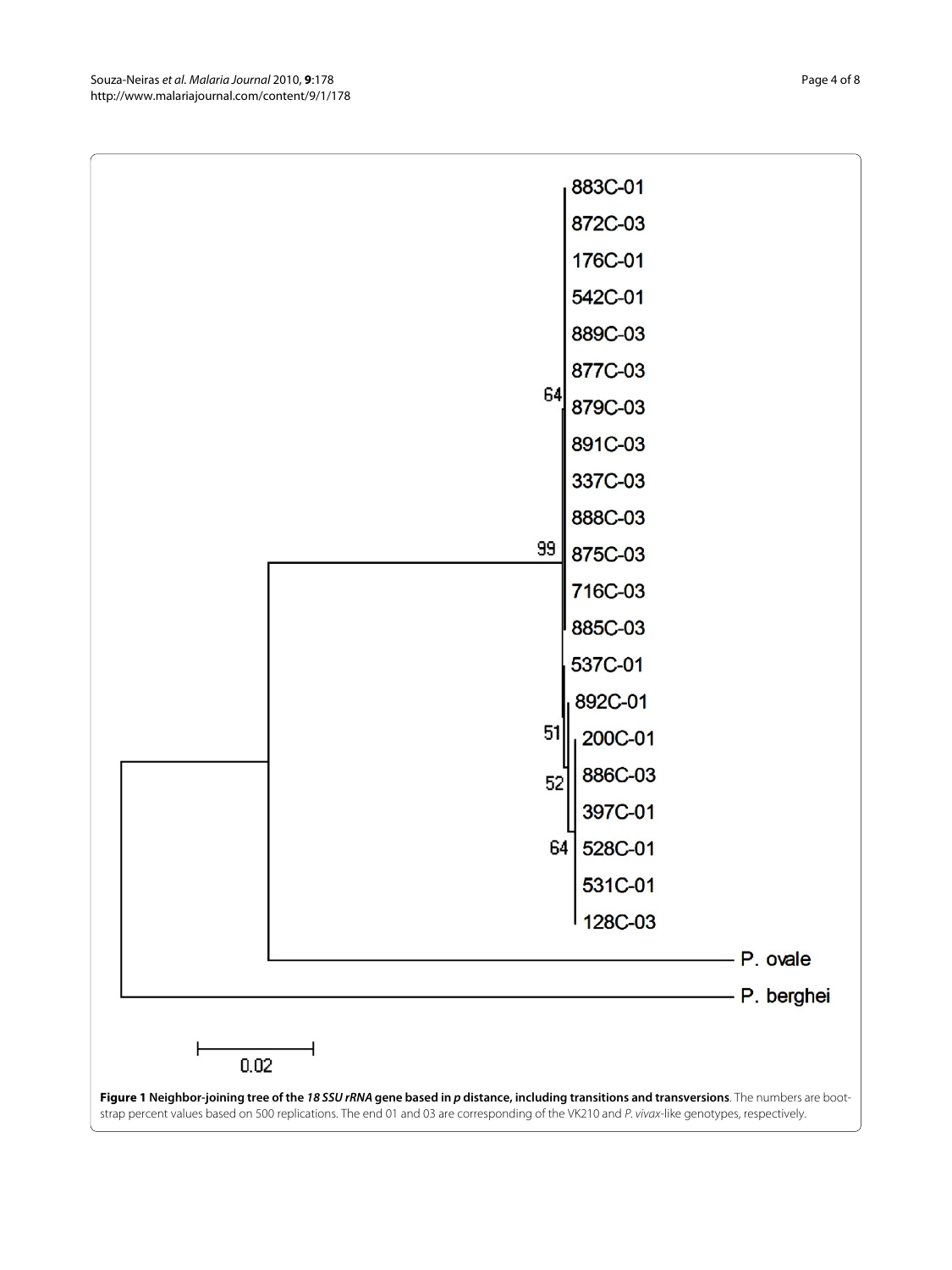**Figure 1 Neighbor-joining tree of the *18 SSU rRNA* gene based in *p* distance, including transitions and transversions**. The numbers are bootstrap percent values based on 500 replications. The end 01 and 03 are corresponding of the VK210 and *P. vivax*-like genotypes, respectively.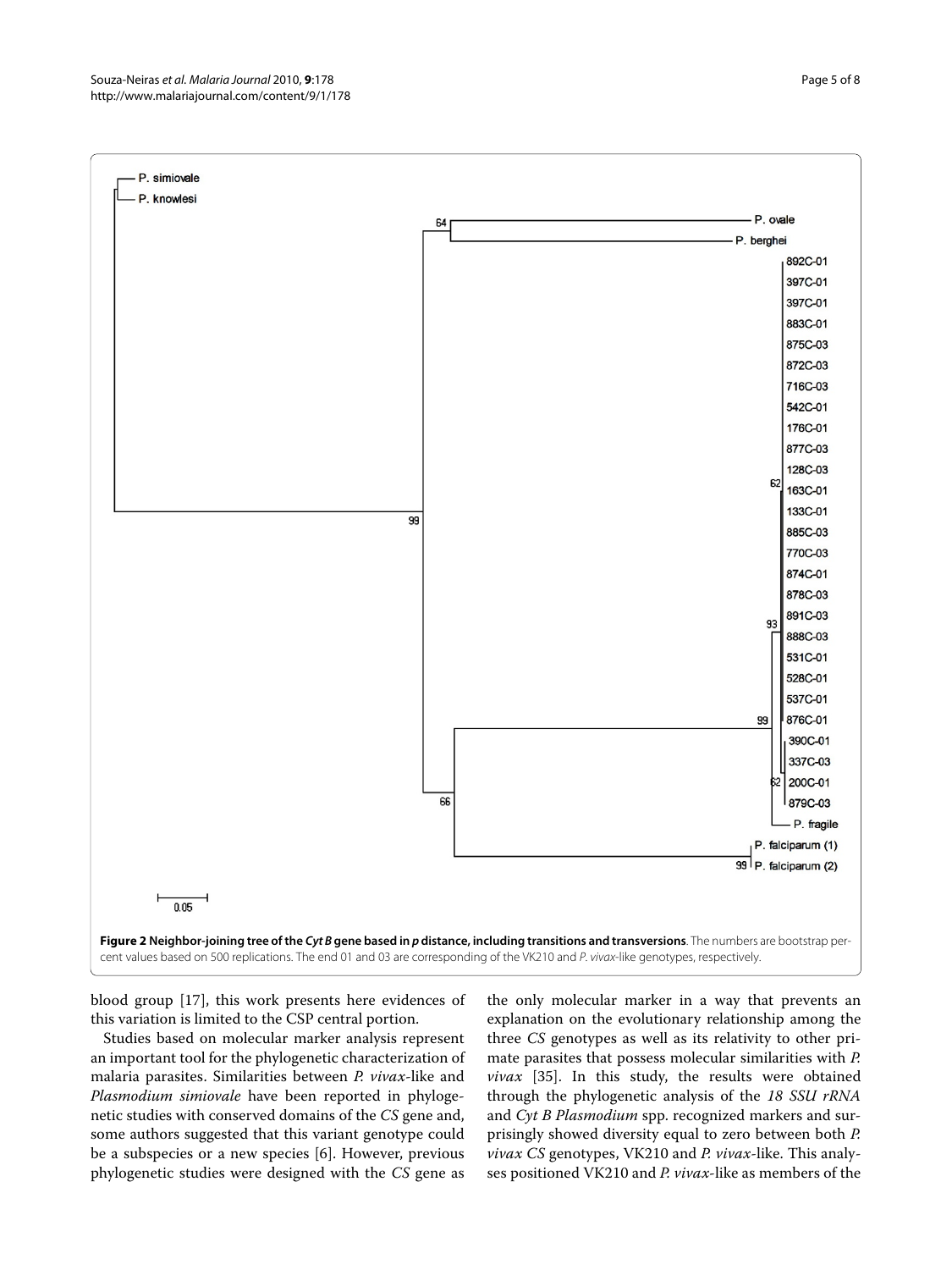**Figure 2 Neighbor-joining tree of the *Cyt B* gene based in *p* distance, including transitions and transversions**. The numbers are bootstrap percent values based on 500 replications. The end 01 and 03 are corresponding of the VK210 and *P. vivax*-like genotypes, respectively.

blood group [17], this work presents here evidences of this variation is limited to the CSP central portion.

Studies based on molecular marker analysis represent an important tool for the phylogenetic characterization of malaria parasites. Similarities between *P. vivax*-like and *Plasmodium simiovale* have been reported in phylogenetic studies with conserved domains of the *CS* gene and, some authors suggested that this variant genotype could be a subspecies or a new species [6]. However, previous phylogenetic studies were designed with the *CS* gene as the only molecular marker in a way that prevents an explanation on the evolutionary relationship among the three *CS* genotypes as well as its relativity to other primate parasites that possess molecular similarities with *P. vivax* [35]. In this study, the results were obtained through the phylogenetic analysis of the *18 SSU rRNA* and *Cyt B Plasmodium* spp. recognized markers and surprisingly showed diversity equal to zero between both *P. vivax CS* genotypes, VK210 and *P. vivax*-like. This analyses positioned VK210 and *P. vivax*-like as members of the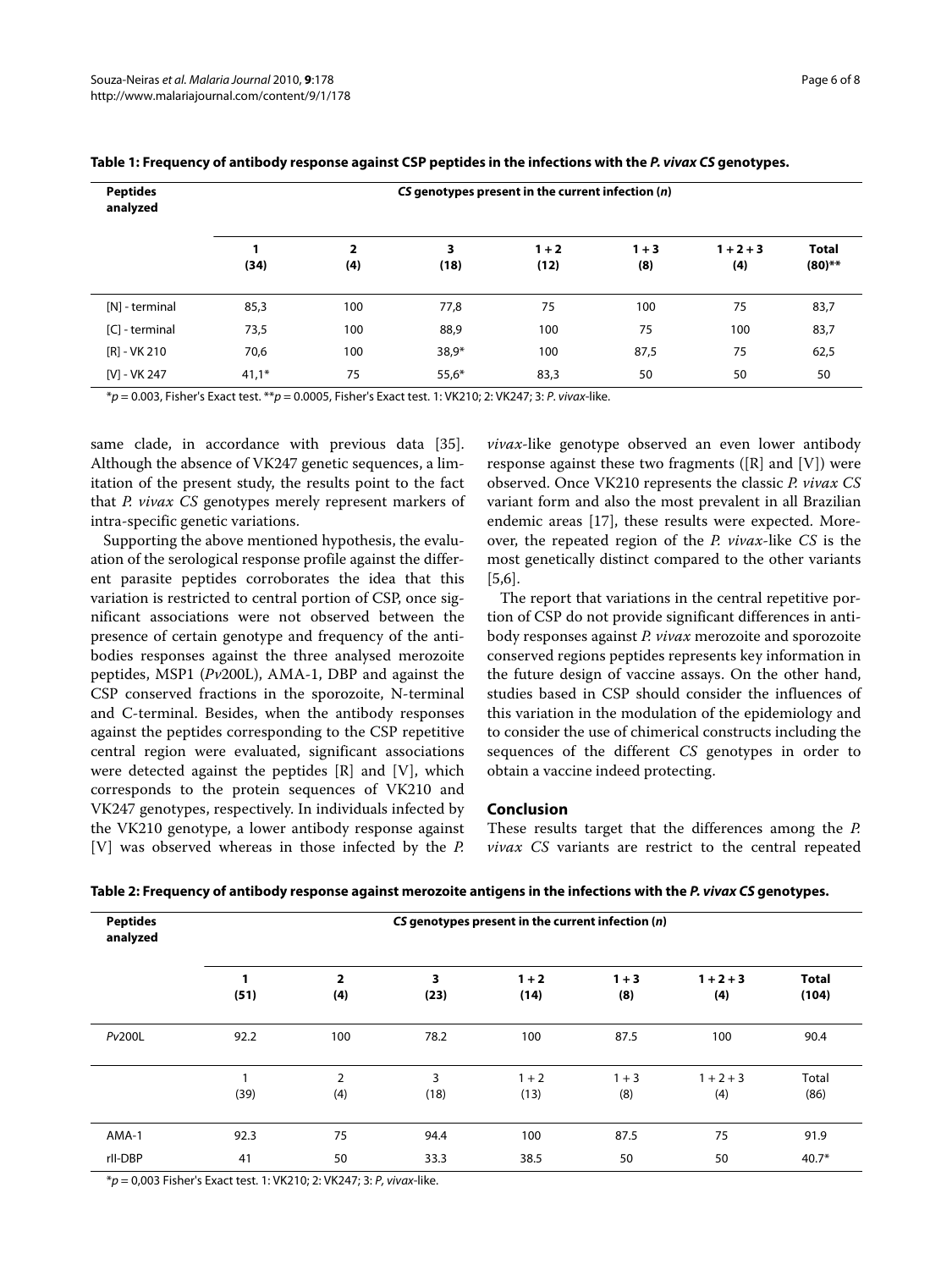**Table 1: Frequency of antibody response against CSP peptides in the infections with the *P. vivax CS* genotypes.**

| Peptides analyzed | *CS* genotypes present in the current infection (*n*) | | | | | | |
|---|---|---|---|---|---|---|---|
| | **1 (34)** | **2 (4)** | **3 (18)** | **1 + 2 (12)** | **1 + 3 (8)** | **1 + 2 + 3 (4)** | **Total (80)**** |
| [N] - terminal | 85,3 | 100 | 77,8 | 75 | 100 | 75 | 83,7 |
| [C] - terminal | 73,5 | 100 | 88,9 | 100 | 75 | 100 | 83,7 |
| [R] - VK 210 | 70,6 | 100 | 38,9* | 100 | 87,5 | 75 | 62,5 |
| [V] - VK 247 | 41,1* | 75 | 55,6* | 83,3 | 50 | 50 | 50 |

\*$p = 0.003$, Fisher's Exact test. \*\*$p = 0.0005$, Fisher's Exact test. 1: VK210; 2: VK247; 3: *P. vivax*-like.

same clade, in accordance with previous data [35]. Although the absence of VK247 genetic sequences, a limitation of the present study, the results point to the fact that *P. vivax CS* genotypes merely represent markers of intra-specific genetic variations.

Supporting the above mentioned hypothesis, the evaluation of the serological response profile against the different parasite peptides corroborates the idea that this variation is restricted to central portion of CSP, once significant associations were not observed between the presence of certain genotype and frequency of the antibodies responses against the three analysed merozoite peptides, MSP1 (*Pv*200L), AMA-1, DBP and against the CSP conserved fractions in the sporozoite, N-terminal and C-terminal. Besides, when the antibody responses against the peptides corresponding to the CSP repetitive central region were evaluated, significant associations were detected against the peptides [R] and [V], which corresponds to the protein sequences of VK210 and VK247 genotypes, respectively. In individuals infected by the VK210 genotype, a lower antibody response against [V] was observed whereas in those infected by the *P. vivax*-like genotype observed an even lower antibody response against these two fragments ([R] and [V]) were observed. Once VK210 represents the classic *P. vivax CS* variant form and also the most prevalent in all Brazilian endemic areas [17], these results were expected. Moreover, the repeated region of the *P. vivax*-like *CS* is the most genetically distinct compared to the other variants [5,6].

The report that variations in the central repetitive portion of CSP do not provide significant differences in antibody responses against *P. vivax* merozoite and sporozoite conserved regions peptides represents key information in the future design of vaccine assays. On the other hand, studies based in CSP should consider the influences of this variation in the modulation of the epidemiology and to consider the use of chimerical constructs including the sequences of the different *CS* genotypes in order to obtain a vaccine indeed protecting.

## Conclusion

These results target that the differences among the *P. vivax CS* variants are restrict to the central repeated

**Table 2: Frequency of antibody response against merozoite antigens in the infections with the *P. vivax CS* genotypes.**

| Peptides analyzed | *CS* genotypes present in the current infection (*n*) | | | | | | |
|---|---|---|---|---|---|---|---|
| | **1 (51)** | **2 (4)** | **3 (23)** | **1 + 2 (14)** | **1 + 3 (8)** | **1 + 2 + 3 (4)** | **Total (104)** |
| *Pv*200L | 92.2 | 100 | 78.2 | 100 | 87.5 | 100 | 90.4 |
| | 1 (39) | 2 (4) | 3 (18) | 1 + 2 (13) | 1 + 3 (8) | 1 + 2 + 3 (4) | Total (86) |
| AMA-1 | 92.3 | 75 | 94.4 | 100 | 87.5 | 75 | 91.9 |
| rII-DBP | 41 | 50 | 33.3 | 38.5 | 50 | 50 | 40.7* |

\*$p = 0,003$ Fisher's Exact test. 1: VK210; 2: VK247; 3: *P, vivax*-like.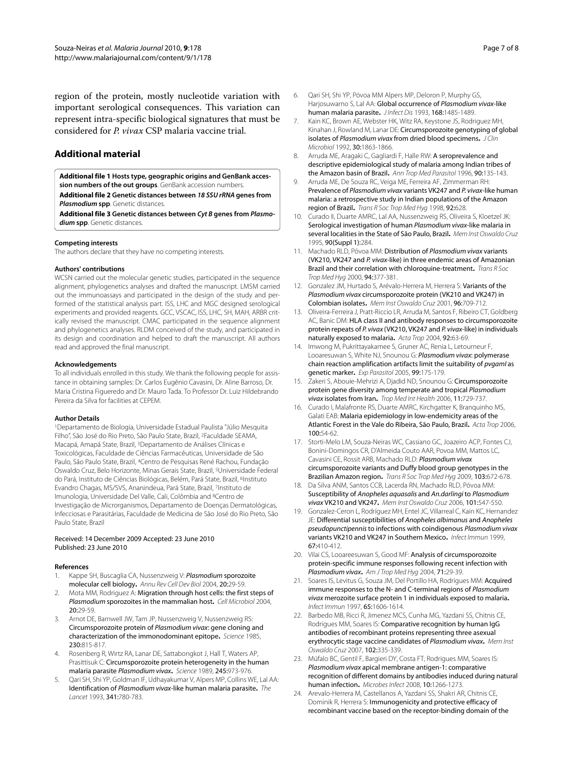region of the protein, mostly nucleotide variation with important serological consequences. This variation can represent intra-specific biological signatures that must be considered for *P. vivax* CSP malaria vaccine trial.

## Additional material

**Additional file 1 Hosts type, geographic origins and GenBank accession numbers of the out groups**. GenBank accession numbers.

**Additional file 2 Genetic distances between *18 SSU rRNA* genes from *Plasmodium* spp**. Genetic distances.

**Additional file 3 Genetic distances between *Cyt B* genes from *Plasmodium* spp**. Genetic distances.

#### Competing interests

The authors declare that they have no competing interests.

#### Authors' contributions

WCSN carried out the molecular genetic studies, participated in the sequence alignment, phylogenetics analyses and drafted the manuscript. LMSM carried out the immunoassays and participated in the design of the study and performed of the statistical analysis part. ISS, LHC and MGC designed serological experiments and provided reagents. GCC, VSCAC, ISS, LHC, SH, MAH, ARBR critically revised the manuscript. CMAC participated in the sequence alignment and phylogenetics analyses. RLDM conceived of the study, and participated in its design and coordination and helped to draft the manuscript. All authors read and approved the final manuscript.

#### Acknowledgements

To all individuals enrolled in this study. We thank the following people for assistance in obtaining samples: Dr. Carlos Eugênio Cavasini, Dr. Aline Barroso, Dr. Maria Cristina Figueredo and Dr. Mauro Tada. To Professor Dr. Luiz Hildebrando Pereira da Silva for facilities at CEPEM.

#### Author Details

[1]Departamento de Biologia, Universidade Estadual Paulista "Júlio Mesquita Filho", São José do Rio Preto, São Paulo State, Brazil, [2]Faculdade SEAMA, Macapá, Amapá State, Brazil, [3]Departamento de Análises Clínicas e Toxicológicas, Faculdade de Ciências Farmacêuticas, Universidade de São Paulo, São Paulo State, Brazil, [4]Centro de Pesquisas René Rachou, Fundação Oswaldo Cruz, Belo Horizonte, Minas Gerais State, Brazil, [5]Universidade Federal do Pará, Instituto de Ciências Biológicas, Belém, Pará State, Brazil, [6]Instituto Evandro Chagas, MS/SVS, Ananindeua, Pará State, Brazil, [7]Instituto de Imunologia, Universidade Del Valle, Cali, Colômbia and [8]Centro de Investigação de Microrganismos, Departamento de Doenças Dermatológicas, Infecciosas e Parasitárias, Faculdade de Medicina de São José do Rio Preto, São Paulo State, Brazil

Received: 14 December 2009 Accepted: 23 June 2010
Published: 23 June 2010

#### References

1. Kappe SH, Buscaglia CA, Nussenzweig V: *Plasmodium* sporozoite molecular cell biology. *Annu Rev Cell Dev Biol* 2004, **20**:29-59.
2. Mota MM, Rodriguez A: Migration through host cells: the first steps of *Plasmodium* sporozoites in the mammalian host. *Cell Microbiol* 2004, **20**:29-59.
3. Arnot DE, Barnwell JW, Tam JP, Nussenzweig V, Nussenzweig RS: Circumsporozoite protein of *Plasmodium vivax*: gene cloning and characterization of the immonodominant epitope. *Science* 1985, **230**:815-817.
4. Rosenberg R, Wirtz RA, Lanar DE, Sattabongkot J, Hall T, Waters AP, Prasittisuk C: Circumsporozoite protein heterogeneity in the human malaria parasite *Plasmodium vivax*. *Science* 1989, **245**:973-976.
5. Qari SH, Shi YP, Goldman IF, Udhayakumar V, Alpers MP, Collins WE, Lal AA: Identification of *Plasmodium vivax*-like human malaria parasite. *The Lancet* 1993, **341**:780-783.
6. Qari SH, Shi YP, Póvoa MM Alpers MP, Deloron P, Murphy GS, Harjosuwarno S, Lal AA: Global occurrence of *Plasmodium vivax*-like human malaria parasite. *J Infect Dis* 1993, **168**:1485-1489.
7. Kain KC, Brown AE, Webster HK, Witz RA, Keystone JS, Rodriguez MH, Kinahan J, Rowland M, Lanar DE: Circumsporozoite genotyping of global isolates of *Plasmodium vivax* from dried blood specimens. *J Clin Microbiol* 1992, **30**:1863-1866.
8. Arruda ME, Aragaki C, Gagliardi F, Halle RW: A seroprevalence and descriptive epidemiological study of malaria among Indian tribes of the Amazon basin of Brazil. *Ann Trop Med Parasitol* 1996, **90**:135-143.
9. Arruda ME, De Souza RC, Veiga ME, Ferreira AF, Zimmerman RH: Prevalence of *Plasmodium vivax* variants VK247 and *P. vivax*-like human malaria: a retrospective study in Indian populations of the Amazon region of Brazil. *Trans R Soc Trop Med Hyg* 1998, **92**:628.
10. Curado II, Duarte AMRC, Lal AA, Nussenzweig RS, Oliveira S, Kloetzel JK: Serological investigation of human *Plasmodium vivax*-like malaria in several localities in the State of São Paulo, Brazil. *Mem Inst Oswaldo Cruz* 1995, **90(Suppl 1)**:284.
11. Machado RLD, Póvoa MM: Distribution of *Plasmodium vivax* variants (VK210, VK247 and *P. vivax*-like) in three endemic areas of Amazonian Brazil and their correlation with chloroquine-treatment. *Trans R Soc Trop Med Hyg* 2000, **94**:377-381.
12. Gonzalez JM, Hurtado S, Arévalo-Herrera M, Herrera S: Variants of the *Plasmodium vivax* circumsporozoite protein (VK210 and VK247) in Colombian isolates. *Mem Inst Oswaldo Cruz* 2001, **96**:709-712.
13. Oliveira-Ferreira J, Pratt-Riccio LR, Arruda M, Santos F, Ribeiro CT, Goldberg AC, Banic DM: HLA class II and antibody responses to circumsporozoite protein repeats of *P. vivax* (VK210, VK247 and *P. vivax*-like) in individuals naturally exposed to malaria. *Acta Trop* 2004, **92**:63-69.
14. Imwong M, Pukrittayakamee S, Gruner AC, Renia L, Letourneur F, Looaresuwan S, White NJ, Snounou G: *Plasmodium vivax*: polymerase chain reaction amplification artifacts limit the suitability of *pvgamI* as genetic marker. *Exp Parasitol* 2005, **99**:175-179.
15. Zakeri S, Abouie-Mehrizi A, Djadid ND, Snounou G: Circumsporozoite protein gene diversity among temperate and tropical *Plasmodium vivax* isolates from Iran. *Trop Med Int Health* 2006, **11**:729-737.
16. Curado I, Malafronte RS, Duarte AMRC, Kirchgatter K, Branquinho MS, Galati EAB: Malaria epidemiology in low-endemicity areas of the Atlantic Forest in the Vale do Ribeira, São Paulo, Brazil. *Acta Trop* 2006, **100**:54-62.
17. Storti-Melo LM, Souza-Neiras WC, Cassiano GC, Joazeiro ACP, Fontes CJ, Bonini-Domingos CR, D'Almeida Couto AAR, Povoa MM, Mattos LC, Cavasini CE, Rossit ARB, Machado RLD: *Plasmodium vivax* circumsporozoite variants and Duffy blood group genotypes in the Brazilian Amazon region. *Trans R Soc Trop Med Hyg* 2009, **103**:672-678.
18. Da Silva ANM, Santos CCB, Lacerda RN, Machado RLD, Póvoa MM: Susceptibility of *Anopheles aquasalis* and *An.darlingi* to *Plasmodium vivax* VK210 and VK247. *Mem Inst Oswaldo Cruz* 2006, **101**:547-550.
19. Gonzalez-Ceron L, Rodríguez MH, Entel JC, Villarreal C, Kain KC, Hernandez JE: Differential susceptibilities of *Anopheles albimanus* and *Anopheles pseudopunctipennis* to infections with coindigenous *Plasmodium vivax* variants VK210 and VK247 in Southern Mexico. *Infect Immun* 1999, **67**:410-412.
20. Vilai CS, Looareesuwan S, Good MF: Analysis of circumsporozoite protein-specific immune responses following recent infection with *Plasmodium vivax*. *Am J Trop Med Hyg* 2004, **71**:29-39.
21. Soares IS, Levitus G, Souza JM, Del Portillo HA, Rodrigues MM: Acquired immune responses to the N- and C-terminal regions of *Plasmodium vivax* merozoite surface protein 1 in individuals exposed to malaria. *Infect Immun* 1997, **65**:1606-1614.
22. Barbedo MB, Ricci R, Jimenez MCS, Cunha MG, Yazdani SS, Chitnis CE, Rodrigues MM, Soares IS: Comparative recognition by human IgG antibodies of recombinant proteins representing three asexual erythrocytic stage vaccine candidates of *Plasmodium vivax*. *Mem Inst Oswaldo Cruz* 2007, **102**:335-339.
23. Múfalo BC, Gentil F, Bargieri DY, Costa FT, Rodrigues MM, Soares IS: *Plasmodium vivax* apical membrane antigen-1: comparative recognition of different domains by antibodies induced during natural human infection. *Microbes Infect* 2008, **10**:1266-1273.
24. Arevalo-Herrera M, Castellanos A, Yazdani SS, Shakri AR, Chitnis CE, Dominik R, Herrera S: Immunogenicity and protective efficacy of recombinant vaccine based on the receptor-binding domain of the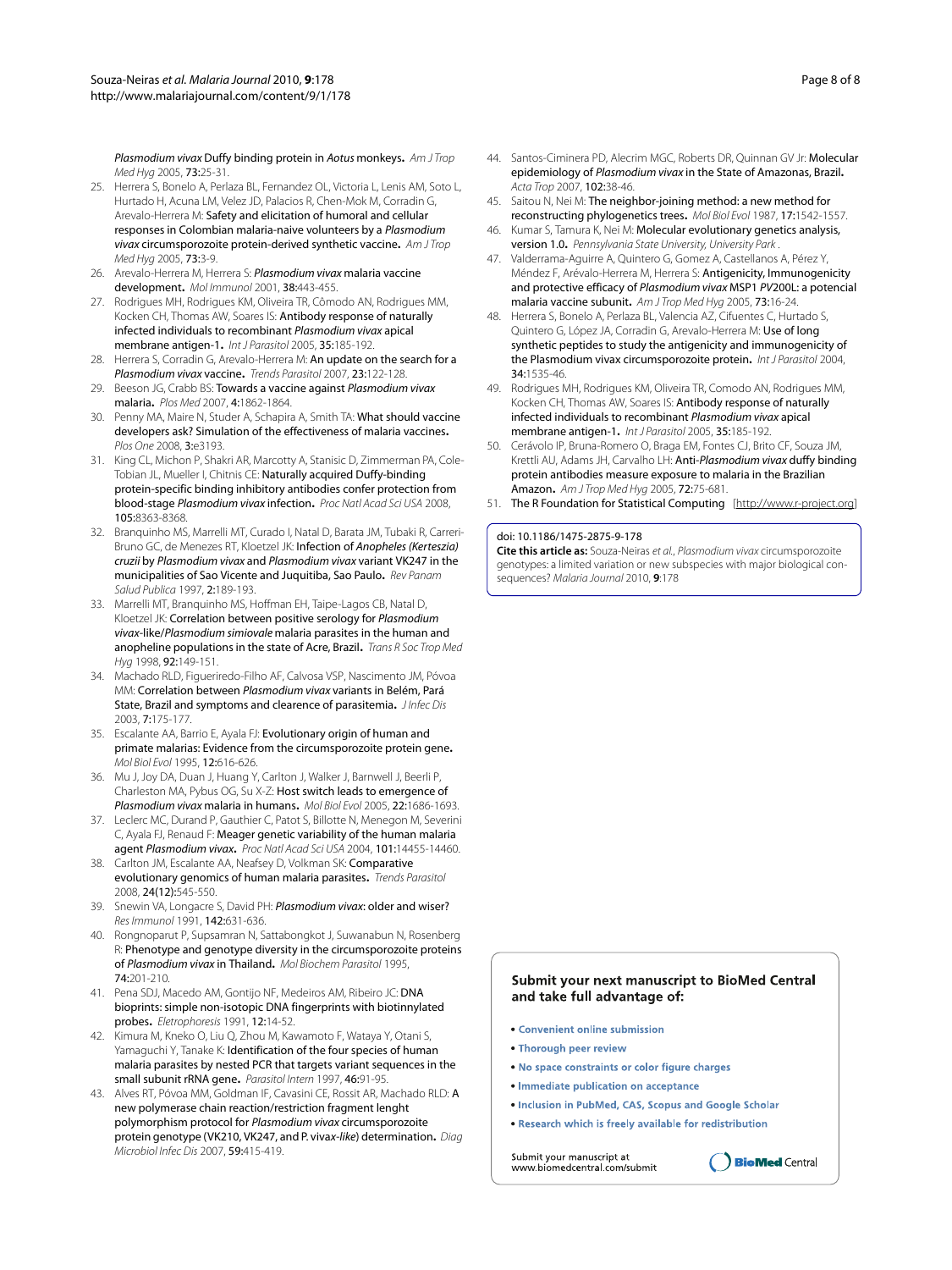*Plasmodium vivax* Duffy binding protein in *Aotus* monkeys. *Am J Trop Med Hyg* 2005, **73**:25-31.

25. Herrera S, Bonelo A, Perlaza BL, Fernandez OL, Victoria L, Lenis AM, Soto L, Hurtado H, Acuna LM, Velez JD, Palacios R, Chen-Mok M, Corradin G, Arevalo-Herrera M: **Safety and elicitation of humoral and cellular responses in Colombian malaria-naive volunteers by a *Plasmodium vivax* circumsporozoite protein-derived synthetic vaccine.** *Am J Trop Med Hyg* 2005, **73**:3-9.
26. Arevalo-Herrera M, Herrera S: ***Plasmodium vivax* malaria vaccine development.** *Mol Immunol* 2001, **38**:443-455.
27. Rodrigues MH, Rodrigues KM, Oliveira TR, Cômodo AN, Rodrigues MM, Kocken CH, Thomas AW, Soares IS: **Antibody response of naturally infected individuals to recombinant *Plasmodium vivax* apical membrane antigen-1.** *Int J Parasitol* 2005, **35**:185-192.
28. Herrera S, Corradin G, Arevalo-Herrera M: **An update on the search for a *Plasmodium vivax* vaccine.** *Trends Parasitol* 2007, **23**:122-128.
29. Beeson JG, Crabb BS: **Towards a vaccine against *Plasmodium vivax* malaria.** *Plos Med* 2007, **4**:1862-1864.
30. Penny MA, Maire N, Studer A, Schapira A, Smith TA: **What should vaccine developers ask? Simulation of the effectiveness of malaria vaccines.** *Plos One* 2008, **3**:e3193.
31. King CL, Michon P, Shakri AR, Marcotty A, Stanisic D, Zimmerman PA, Cole-Tobian JL, Mueller I, Chitnis CE: **Naturally acquired Duffy-binding protein-specific binding inhibitory antibodies confer protection from blood-stage *Plasmodium vivax* infection.** *Proc Natl Acad Sci USA* 2008, **105**:8363-8368.
32. Branquinho MS, Marrelli MT, Curado I, Natal D, Barata JM, Tubaki R, Carreri-Bruno GC, de Menezes RT, Kloetzel JK: **Infection of *Anopheles (Kerteszia) cruzii* by *Plasmodium vivax* and *Plasmodium vivax* variant VK247 in the municipalities of Sao Vicente and Juquitiba, Sao Paulo.** *Rev Panam Salud Publica* 1997, **2**:189-193.
33. Marrelli MT, Branquinho MS, Hoffman EH, Taipe-Lagos CB, Natal D, Kloetzel JK: **Correlation between positive serology for *Plasmodium vivax*-like/*Plasmodium simiovale* malaria parasites in the human and anopheline populations in the state of Acre, Brazil.** *Trans R Soc Trop Med Hyg* 1998, **92**:149-151.
34. Machado RLD, Figueiredo-Filho AF, Calvosa VSP, Nascimento JM, Póvoa MM: **Correlation between *Plasmodium vivax* variants in Belém, Pará State, Brazil and symptoms and clearence of parasitemia.** *J Infec Dis* 2003, **7**:175-177.
35. Escalante AA, Barrio E, Ayala FJ: **Evolutionary origin of human and primate malarias: Evidence from the circumsporozoite protein gene.** *Mol Biol Evol* 1995, **12**:616-626.
36. Mu J, Joy DA, Duan J, Huang Y, Carlton J, Walker J, Barnwell J, Beerli P, Charleston MA, Pybus OG, Su X-Z: **Host switch leads to emergence of *Plasmodium vivax* malaria in humans.** *Mol Biol Evol* 2005, **22**:1686-1693.
37. Leclerc MC, Durand P, Gauthier C, Patot S, Billotte N, Menegon M, Severini C, Ayala FJ, Renaud F: **Meager genetic variability of the human malaria agent *Plasmodium vivax*.** *Proc Natl Acad Sci USA* 2004, **101**:14455-14460.
38. Carlton JM, Escalante AA, Neafsey D, Volkman SK: **Comparative evolutionary genomics of human malaria parasites.** *Trends Parasitol* 2008, **24(12)**:545-550.
39. Snewin VA, Longacre S, David PH: ***Plasmodium vivax*: older and wiser?** *Res Immunol* 1991, **142**:631-636.
40. Rongnoparut P, Supsamran N, Sattabongkot J, Suwanabun N, Rosenberg R: **Phenotype and genotype diversity in the circumsporozoite proteins of *Plasmodium vivax* in Thailand.** *Mol Biochem Parasitol* 1995, **74**:201-210.
41. Pena SDJ, Macedo AM, Gontijo NF, Medeiros AM, Ribeiro JC: **DNA bioprints: simple non-isotopic DNA fingerprints with biotinylated probes.** *Eletrophoresis* 1991, **12**:14-52.
42. Kimura M, Kneko O, Liu Q, Zhou M, Kawamoto F, Wataya Y, Otani S, Yamaguchi Y, Tanake K: **Identification of the four species of human malaria parasites by nested PCR that targets variant sequences in the small subunit rRNA gene.** *Parasitol Intern* 1997, **46**:91-95.
43. Alves RT, Póvoa MM, Goldman IF, Cavasini CE, Rossit AR, Machado RLD: **A new polymerase chain reaction/restriction fragment lenght polymorphism protocol for *Plasmodium vivax* circumsporozoite protein genotype (VK210, VK247, and P. vivax-like) determination.** *Diag Microbiol Infec Dis* 2007, **59**:415-419.
44. Santos-Ciminera PD, Alecrim MGC, Roberts DR, Quinnan GV Jr: **Molecular epidemiology of *Plasmodium vivax* in the State of Amazonas, Brazil.** *Acta Trop* 2007, **102**:38-46.
45. Saitou N, Nei M: **The neighbor-joining method: a new method for reconstructing phylogenetics trees.** *Mol Biol Evol* 1987, **17**:1542-1557.
46. Kumar S, Tamura K, Nei M: **Molecular evolutionary genetics analysis, version 1.0.** *Pennsylvania State University, University Park*.
47. Valderrama-Aguirre A, Quintero G, Gomez A, Castellanos A, Pérez Y, Méndez F, Arévalo-Herrera M, Herrera S: **Antigenicity, Immunogenicity and protective efficacy of *Plasmodium vivax* MSP1 *PV*200L: a potencial malaria vaccine subunit.** *Am J Trop Med Hyg* 2005, **73**:16-24.
48. Herrera S, Bonelo A, Perlaza BL, Valencia AZ, Cifuentes C, Hurtado S, Quintero G, López JA, Corradin G, Arevalo-Herrera M: **Use of long synthetic peptides to study the antigenicity and immunogenicity of the Plasmodium vivax circumsporozoite protein.** *Int J Parasitol* 2004, **34**:1535-46.
49. Rodrigues MH, Rodrigues KM, Oliveira TR, Comodo AN, Rodrigues MM, Kocken CH, Thomas AW, Soares IS: **Antibody response of naturally infected individuals to recombinant *Plasmodium vivax* apical membrane antigen-1.** *Int J Parasitol* 2005, **35**:185-192.
50. Cerávolo IP, Bruna-Romero O, Braga EM, Fontes CJ, Brito CF, Souza JM, Krettli AU, Adams JH, Carvalho LH: **Anti-*Plasmodium vivax* duffy binding protein antibodies measure exposure to malaria in the Brazilian Amazon.** *Am J Trop Med Hyg* 2005, **72**:75-681.
51. **The R Foundation for Statistical Computing** [http://www.r-project.org]

doi: 10.1186/1475-2875-9-178

**Cite this article as:** Souza-Neiras *et al.*, *Plasmodium vivax* circumsporozoite genotypes: a limited variation or new subspecies with major biological consequences? *Malaria Journal* 2010, **9**:178